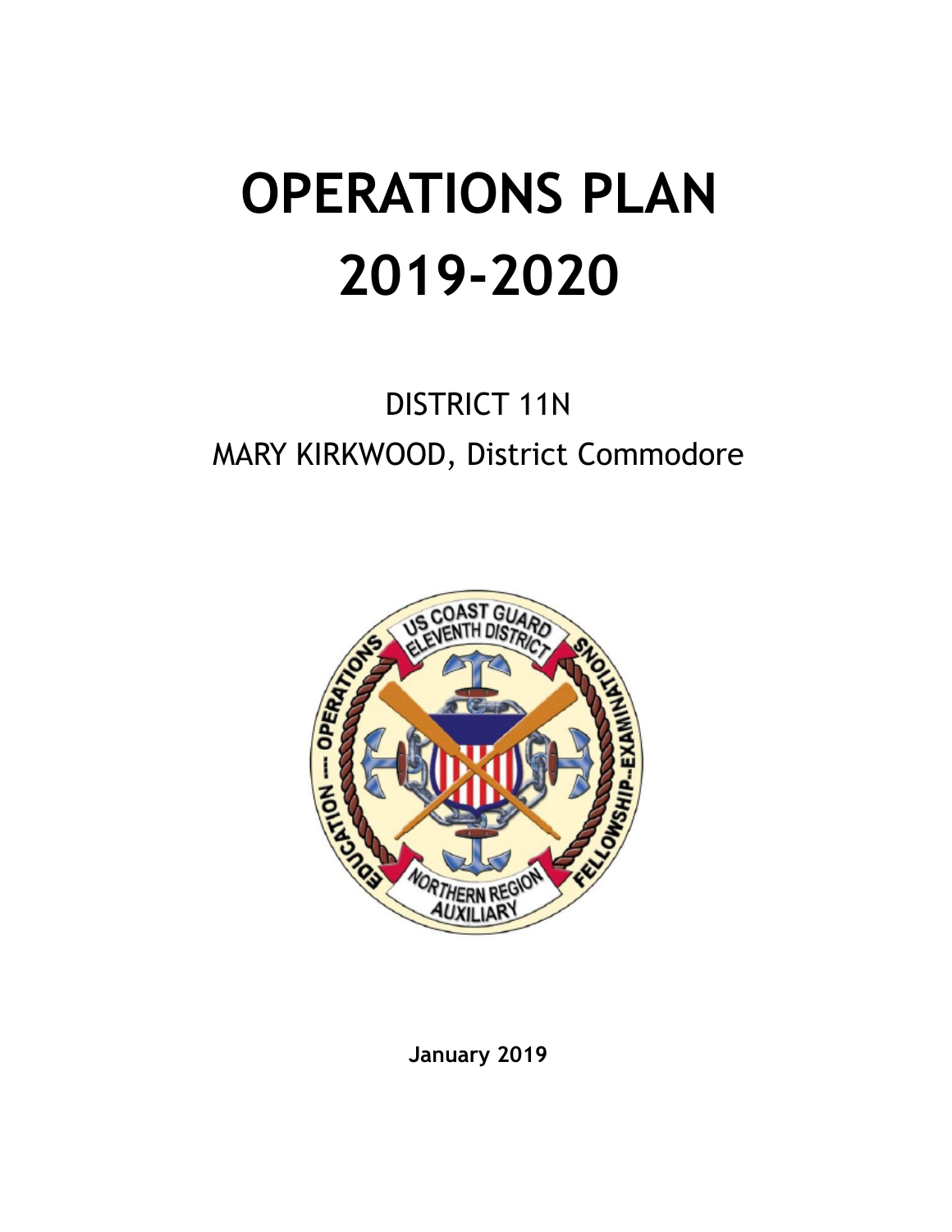# OPERATIONS PLAN 2019-2020

DISTRICT 11N

MARY KIRKWOOD, District Commodore

**January 2019**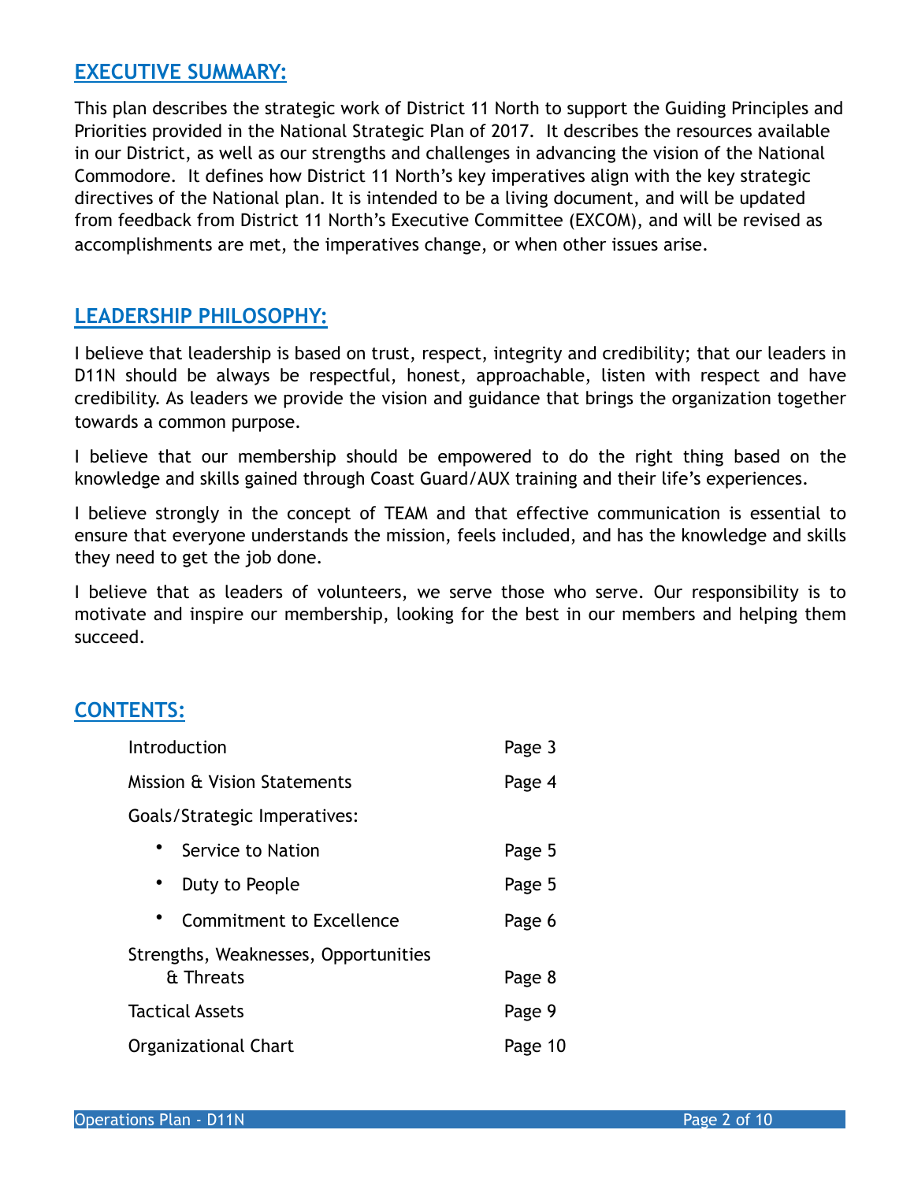## EXECUTIVE SUMMARY:

This plan describes the strategic work of District 11 North to support the Guiding Principles and Priorities provided in the National Strategic Plan of 2017. It describes the resources available in our District, as well as our strengths and challenges in advancing the vision of the National Commodore. It defines how District 11 North's key imperatives align with the key strategic directives of the National plan. It is intended to be a living document, and will be updated from feedback from District 11 North's Executive Committee (EXCOM), and will be revised as accomplishments are met, the imperatives change, or when other issues arise.

## LEADERSHIP PHILOSOPHY:

I believe that leadership is based on trust, respect, integrity and credibility; that our leaders in D11N should be always be respectful, honest, approachable, listen with respect and have credibility. As leaders we provide the vision and guidance that brings the organization together towards a common purpose.

I believe that our membership should be empowered to do the right thing based on the knowledge and skills gained through Coast Guard/AUX training and their life's experiences.

I believe strongly in the concept of TEAM and that effective communication is essential to ensure that everyone understands the mission, feels included, and has the knowledge and skills they need to get the job done.

I believe that as leaders of volunteers, we serve those who serve. Our responsibility is to motivate and inspire our membership, looking for the best in our members and helping them succeed.

## CONTENTS:

| | |
|---|---|
| Introduction | Page 3 |
| Mission & Vision Statements | Page 4 |
| Goals/Strategic Imperatives: | |
| • Service to Nation | Page 5 |
| • Duty to People | Page 5 |
| • Commitment to Excellence | Page 6 |
| Strengths, Weaknesses, Opportunities & Threats | Page 8 |
| Tactical Assets | Page 9 |
| Organizational Chart | Page 10 |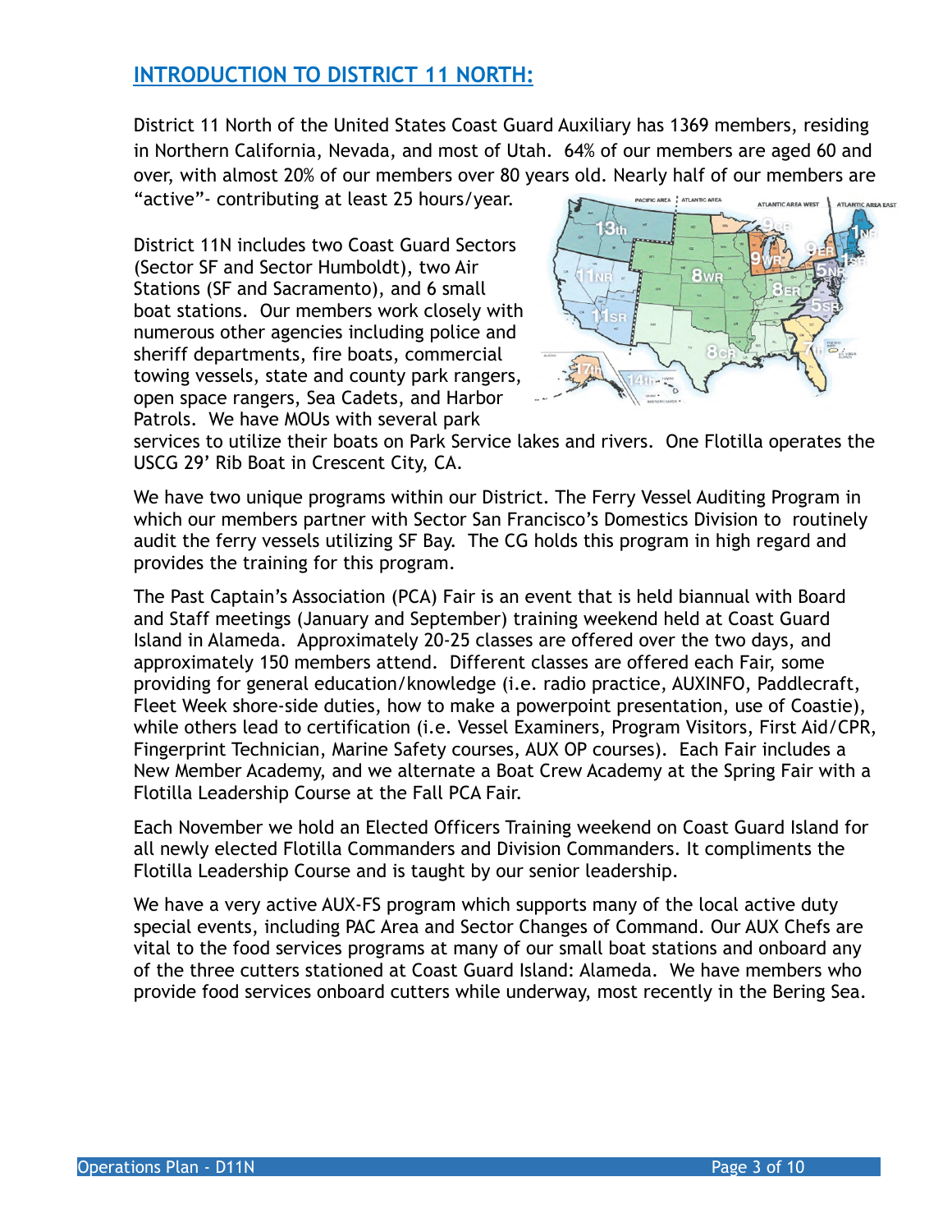## INTRODUCTION TO DISTRICT 11 NORTH:

District 11 North of the United States Coast Guard Auxiliary has 1369 members, residing in Northern California, Nevada, and most of Utah. 64% of our members are aged 60 and over, with almost 20% of our members over 80 years old. Nearly half of our members are "active"- contributing at least 25 hours/year.

District 11N includes two Coast Guard Sectors (Sector SF and Sector Humboldt), two Air Stations (SF and Sacramento), and 6 small boat stations. Our members work closely with numerous other agencies including police and sheriff departments, fire boats, commercial towing vessels, state and county park rangers, open space rangers, Sea Cadets, and Harbor Patrols. We have MOUs with several park services to utilize their boats on Park Service lakes and rivers. One Flotilla operates the USCG 29' Rib Boat in Crescent City, CA.

We have two unique programs within our District. The Ferry Vessel Auditing Program in which our members partner with Sector San Francisco's Domestics Division to routinely audit the ferry vessels utilizing SF Bay. The CG holds this program in high regard and provides the training for this program.

The Past Captain's Association (PCA) Fair is an event that is held biannual with Board and Staff meetings (January and September) training weekend held at Coast Guard Island in Alameda. Approximately 20-25 classes are offered over the two days, and approximately 150 members attend. Different classes are offered each Fair, some providing for general education/knowledge (i.e. radio practice, AUXINFO, Paddlecraft, Fleet Week shore-side duties, how to make a powerpoint presentation, use of Coastie), while others lead to certification (i.e. Vessel Examiners, Program Visitors, First Aid/CPR, Fingerprint Technician, Marine Safety courses, AUX OP courses). Each Fair includes a New Member Academy, and we alternate a Boat Crew Academy at the Spring Fair with a Flotilla Leadership Course at the Fall PCA Fair.

Each November we hold an Elected Officers Training weekend on Coast Guard Island for all newly elected Flotilla Commanders and Division Commanders. It compliments the Flotilla Leadership Course and is taught by our senior leadership.

We have a very active AUX-FS program which supports many of the local active duty special events, including PAC Area and Sector Changes of Command. Our AUX Chefs are vital to the food services programs at many of our small boat stations and onboard any of the three cutters stationed at Coast Guard Island: Alameda. We have members who provide food services onboard cutters while underway, most recently in the Bering Sea.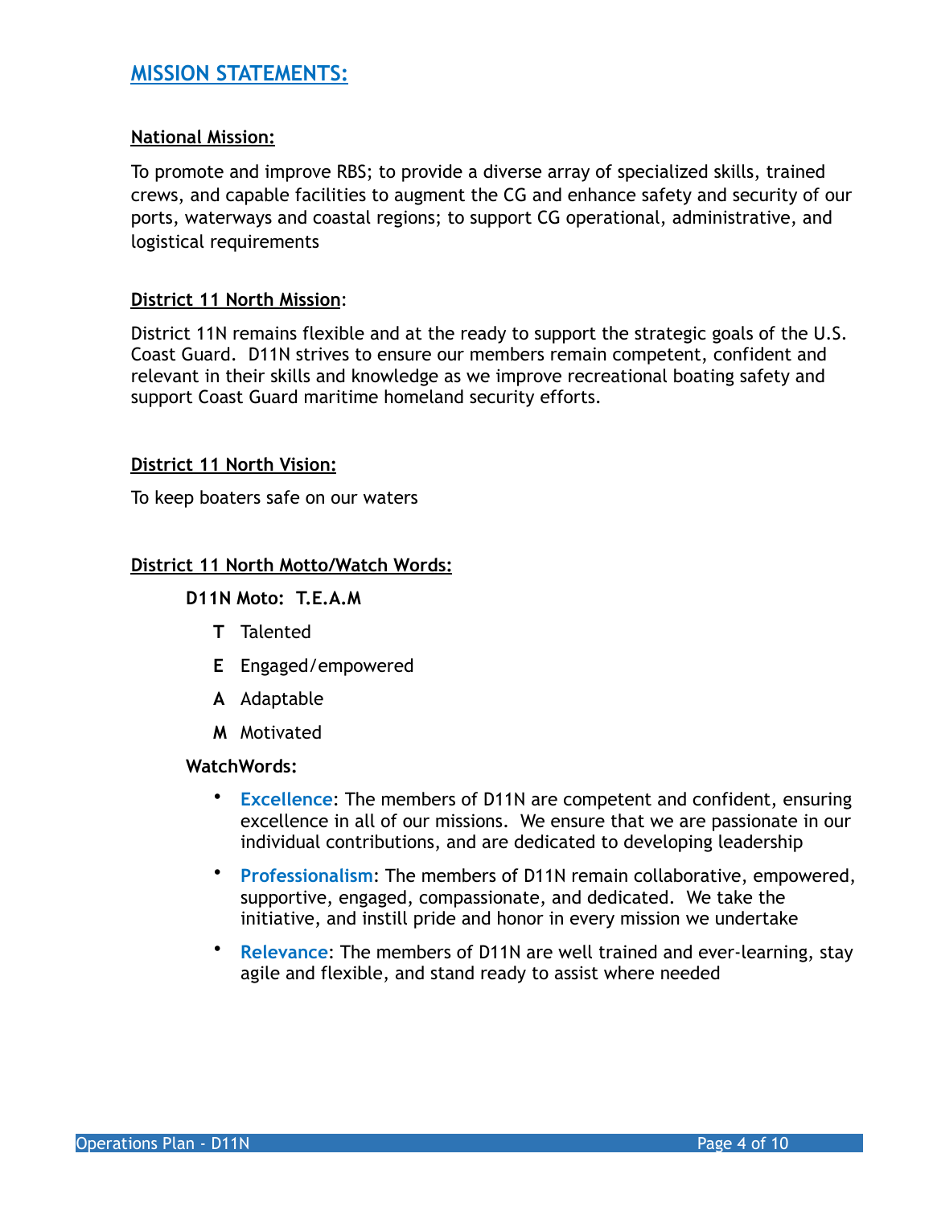## MISSION STATEMENTS:

### National Mission:

To promote and improve RBS; to provide a diverse array of specialized skills, trained crews, and capable facilities to augment the CG and enhance safety and security of our ports, waterways and coastal regions; to support CG operational, administrative, and logistical requirements

### District 11 North Mission:

District 11N remains flexible and at the ready to support the strategic goals of the U.S. Coast Guard. D11N strives to ensure our members remain competent, confident and relevant in their skills and knowledge as we improve recreational boating safety and support Coast Guard maritime homeland security efforts.

### District 11 North Vision:

To keep boaters safe on our waters

### District 11 North Motto/Watch Words:

**D11N Moto: T.E.A.M**

- **T** Talented
- **E** Engaged/empowered
- **A** Adaptable
- **M** Motivated

**WatchWords:**

- **Excellence**: The members of D11N are competent and confident, ensuring excellence in all of our missions. We ensure that we are passionate in our individual contributions, and are dedicated to developing leadership
- **Professionalism**: The members of D11N remain collaborative, empowered, supportive, engaged, compassionate, and dedicated. We take the initiative, and instill pride and honor in every mission we undertake
- **Relevance**: The members of D11N are well trained and ever-learning, stay agile and flexible, and stand ready to assist where needed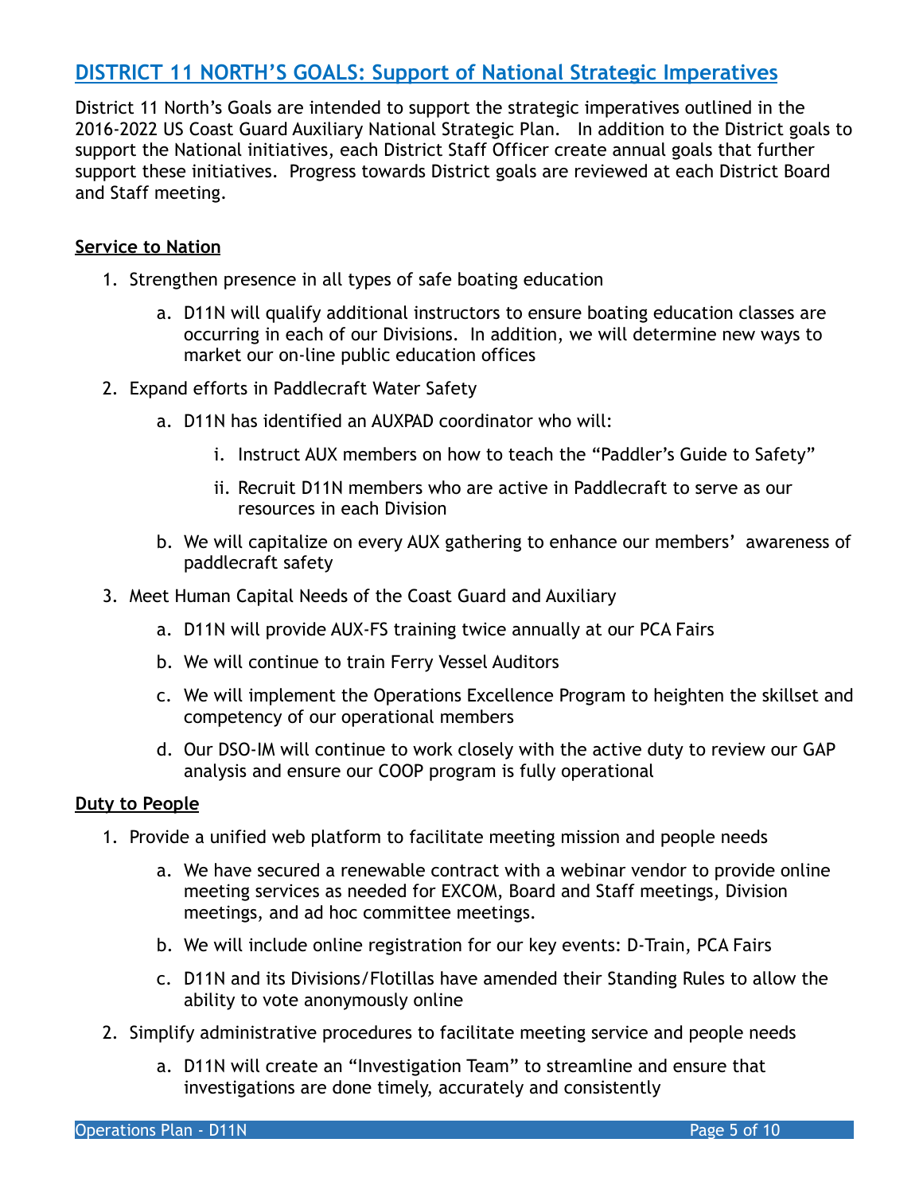## DISTRICT 11 NORTH'S GOALS: Support of National Strategic Imperatives

District 11 North's Goals are intended to support the strategic imperatives outlined in the 2016-2022 US Coast Guard Auxiliary National Strategic Plan. In addition to the District goals to support the National initiatives, each District Staff Officer create annual goals that further support these initiatives. Progress towards District goals are reviewed at each District Board and Staff meeting.

**Service to Nation**

1. Strengthen presence in all types of safe boating education
    a. D11N will qualify additional instructors to ensure boating education classes are occurring in each of our Divisions. In addition, we will determine new ways to market our on-line public education offices
2. Expand efforts in Paddlecraft Water Safety
    a. D11N has identified an AUXPAD coordinator who will:
        i. Instruct AUX members on how to teach the "Paddler's Guide to Safety"
        ii. Recruit D11N members who are active in Paddlecraft to serve as our resources in each Division
    b. We will capitalize on every AUX gathering to enhance our members' awareness of paddlecraft safety
3. Meet Human Capital Needs of the Coast Guard and Auxiliary
    a. D11N will provide AUX-FS training twice annually at our PCA Fairs
    b. We will continue to train Ferry Vessel Auditors
    c. We will implement the Operations Excellence Program to heighten the skillset and competency of our operational members
    d. Our DSO-IM will continue to work closely with the active duty to review our GAP analysis and ensure our COOP program is fully operational

**Duty to People**

1. Provide a unified web platform to facilitate meeting mission and people needs
    a. We have secured a renewable contract with a webinar vendor to provide online meeting services as needed for EXCOM, Board and Staff meetings, Division meetings, and ad hoc committee meetings.
    b. We will include online registration for our key events: D-Train, PCA Fairs
    c. D11N and its Divisions/Flotillas have amended their Standing Rules to allow the ability to vote anonymously online
2. Simplify administrative procedures to facilitate meeting service and people needs
    a. D11N will create an "Investigation Team" to streamline and ensure that investigations are done timely, accurately and consistently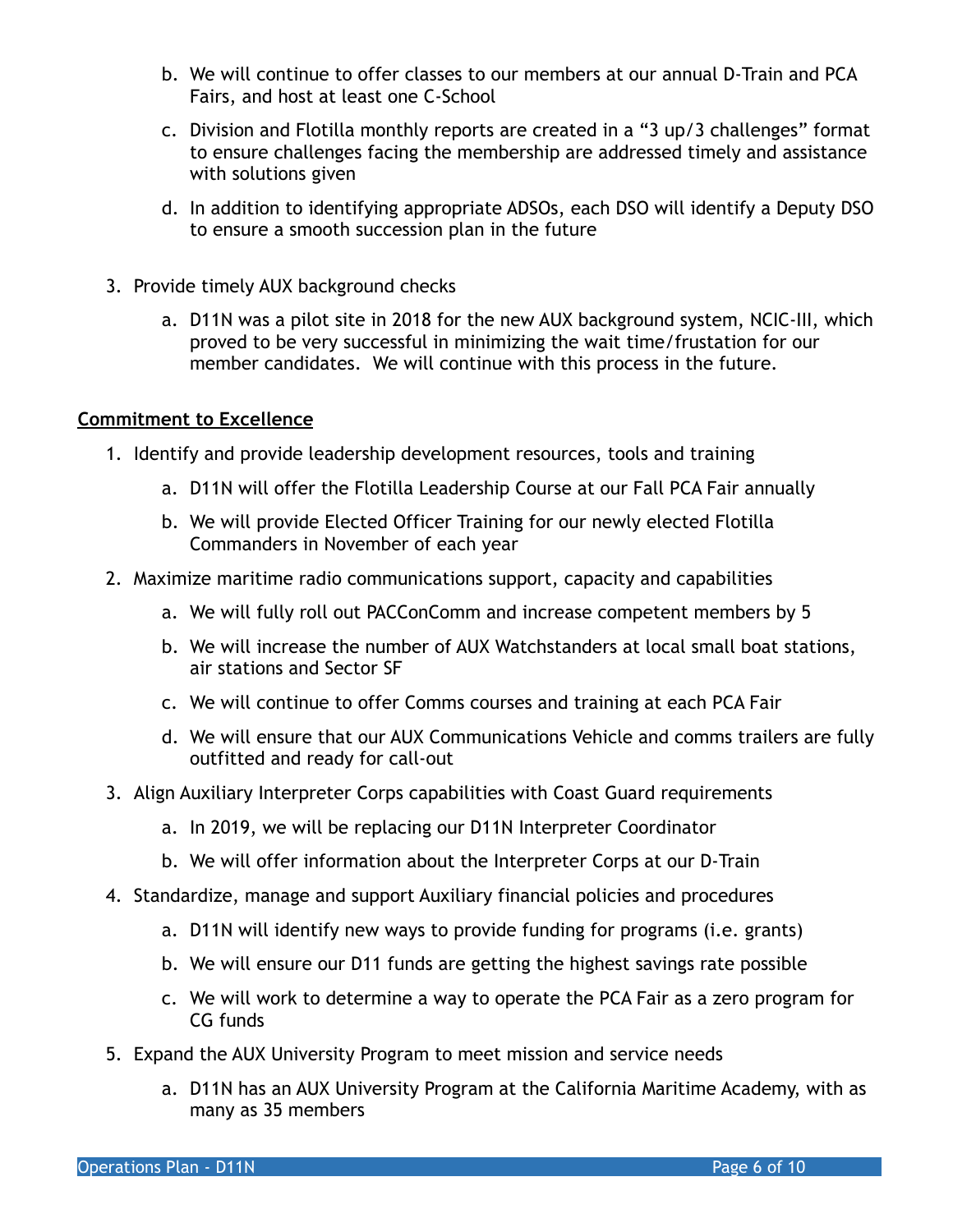b. We will continue to offer classes to our members at our annual D-Train and PCA Fairs, and host at least one C-School

   c. Division and Flotilla monthly reports are created in a "3 up/3 challenges" format to ensure challenges facing the membership are addressed timely and assistance with solutions given

   d. In addition to identifying appropriate ADSOs, each DSO will identify a Deputy DSO to ensure a smooth succession plan in the future

3. Provide timely AUX background checks

   a. D11N was a pilot site in 2018 for the new AUX background system, NCIC-III, which proved to be very successful in minimizing the wait time/frustation for our member candidates. We will continue with this process in the future.

**<u>Commitment to Excellence</u>**

1. Identify and provide leadership development resources, tools and training

   a. D11N will offer the Flotilla Leadership Course at our Fall PCA Fair annually

   b. We will provide Elected Officer Training for our newly elected Flotilla Commanders in November of each year

2. Maximize maritime radio communications support, capacity and capabilities

   a. We will fully roll out PACConComm and increase competent members by 5

   b. We will increase the number of AUX Watchstanders at local small boat stations, air stations and Sector SF

   c. We will continue to offer Comms courses and training at each PCA Fair

   d. We will ensure that our AUX Communications Vehicle and comms trailers are fully outfitted and ready for call-out

3. Align Auxiliary Interpreter Corps capabilities with Coast Guard requirements

   a. In 2019, we will be replacing our D11N Interpreter Coordinator

   b. We will offer information about the Interpreter Corps at our D-Train

4. Standardize, manage and support Auxiliary financial policies and procedures

   a. D11N will identify new ways to provide funding for programs (i.e. grants)

   b. We will ensure our D11 funds are getting the highest savings rate possible

   c. We will work to determine a way to operate the PCA Fair as a zero program for CG funds

5. Expand the AUX University Program to meet mission and service needs

   a. D11N has an AUX University Program at the California Maritime Academy, with as many as 35 members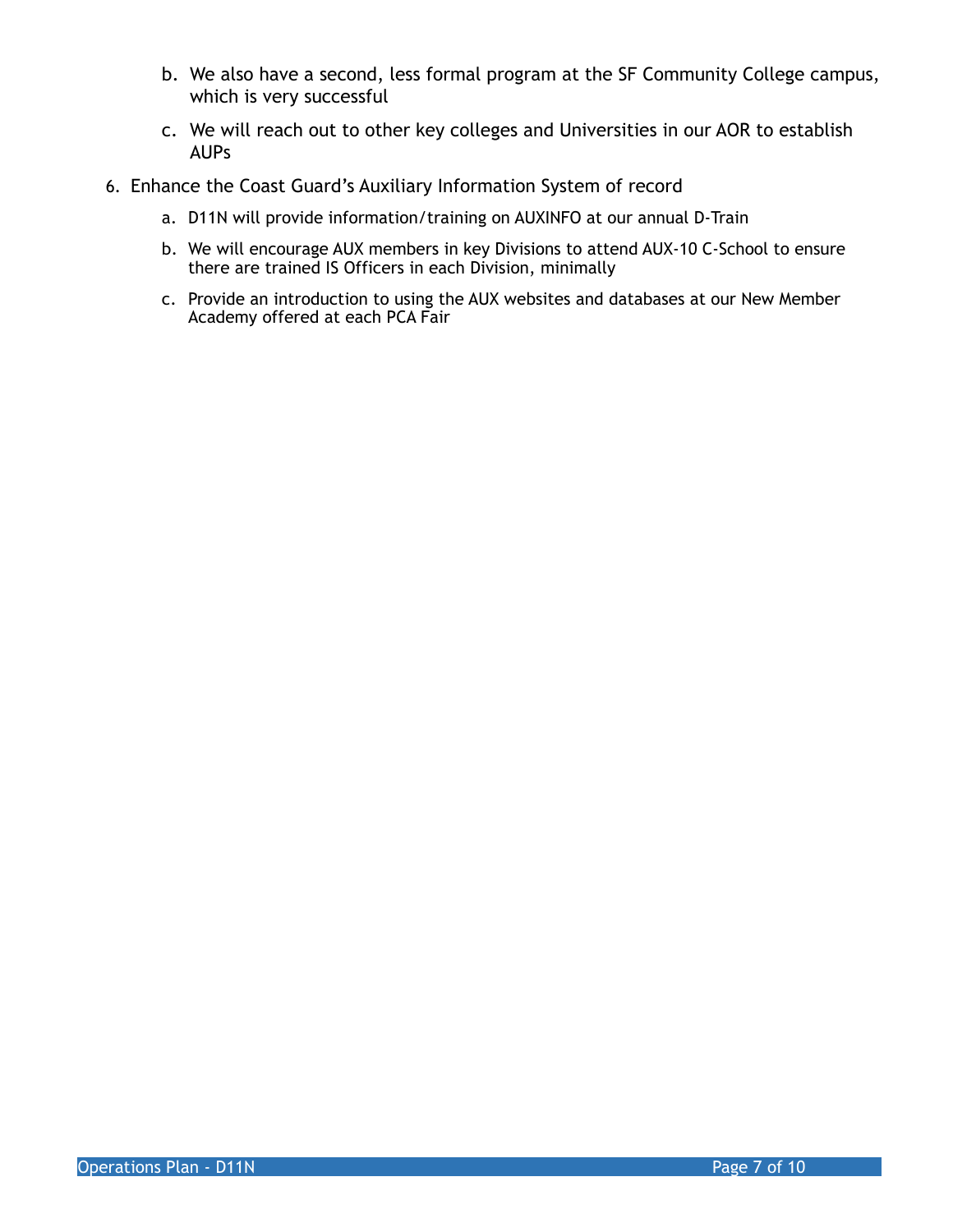b. We also have a second, less formal program at the SF Community College campus, which is very successful

   c. We will reach out to other key colleges and Universities in our AOR to establish AUPs

6. Enhance the Coast Guard's Auxiliary Information System of record

   a. D11N will provide information/training on AUXINFO at our annual D-Train

   b. We will encourage AUX members in key Divisions to attend AUX-10 C-School to ensure there are trained IS Officers in each Division, minimally

   c. Provide an introduction to using the AUX websites and databases at our New Member Academy offered at each PCA Fair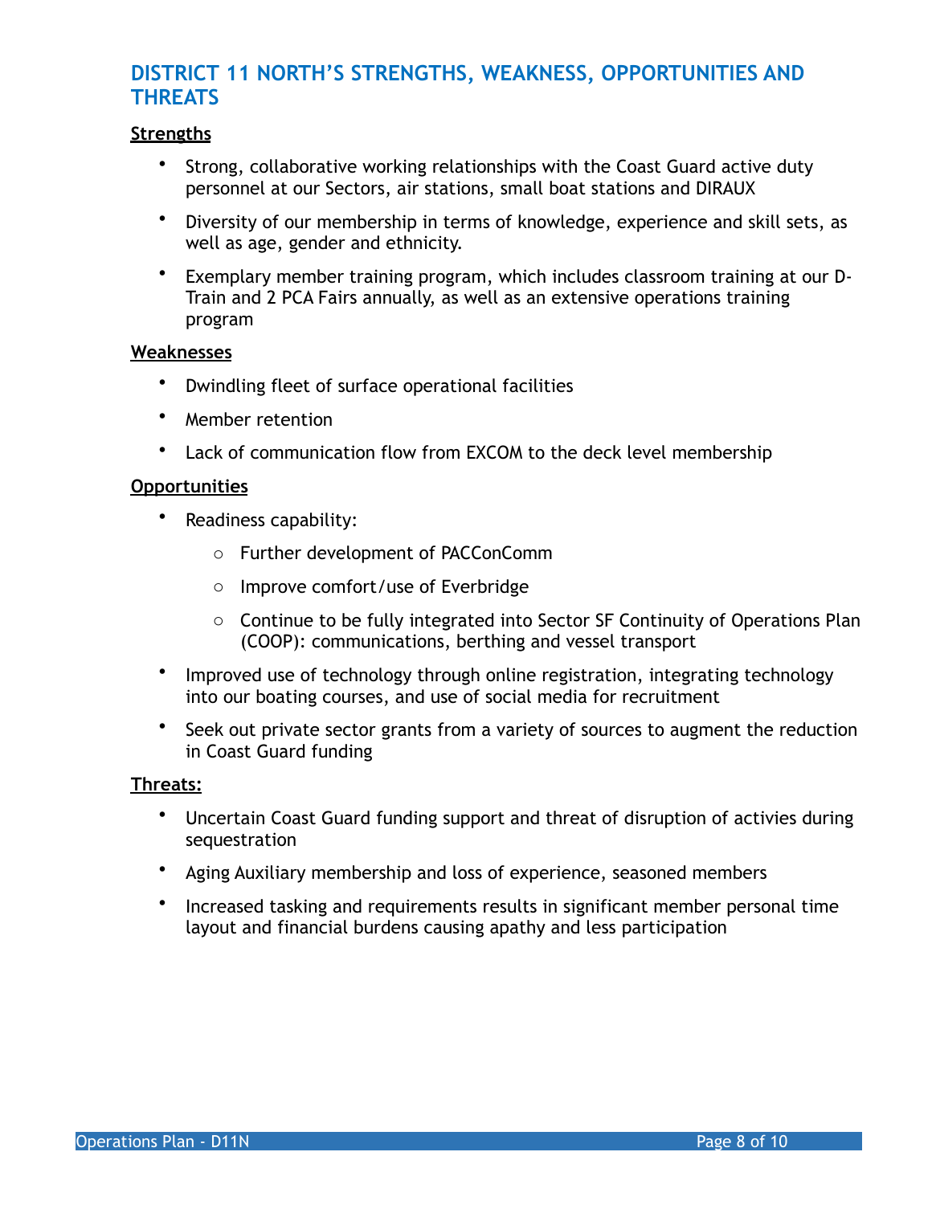## DISTRICT 11 NORTH'S STRENGTHS, WEAKNESS, OPPORTUNITIES AND THREATS

**Strengths**

- Strong, collaborative working relationships with the Coast Guard active duty personnel at our Sectors, air stations, small boat stations and DIRAUX
- Diversity of our membership in terms of knowledge, experience and skill sets, as well as age, gender and ethnicity.
- Exemplary member training program, which includes classroom training at our D-Train and 2 PCA Fairs annually, as well as an extensive operations training program

**Weaknesses**

- Dwindling fleet of surface operational facilities
- Member retention
- Lack of communication flow from EXCOM to the deck level membership

**Opportunities**

- Readiness capability:
  - Further development of PACConComm
  - Improve comfort/use of Everbridge
  - Continue to be fully integrated into Sector SF Continuity of Operations Plan (COOP): communications, berthing and vessel transport
- Improved use of technology through online registration, integrating technology into our boating courses, and use of social media for recruitment
- Seek out private sector grants from a variety of sources to augment the reduction in Coast Guard funding

**Threats:**

- Uncertain Coast Guard funding support and threat of disruption of activies during sequestration
- Aging Auxiliary membership and loss of experience, seasoned members
- Increased tasking and requirements results in significant member personal time layout and financial burdens causing apathy and less participation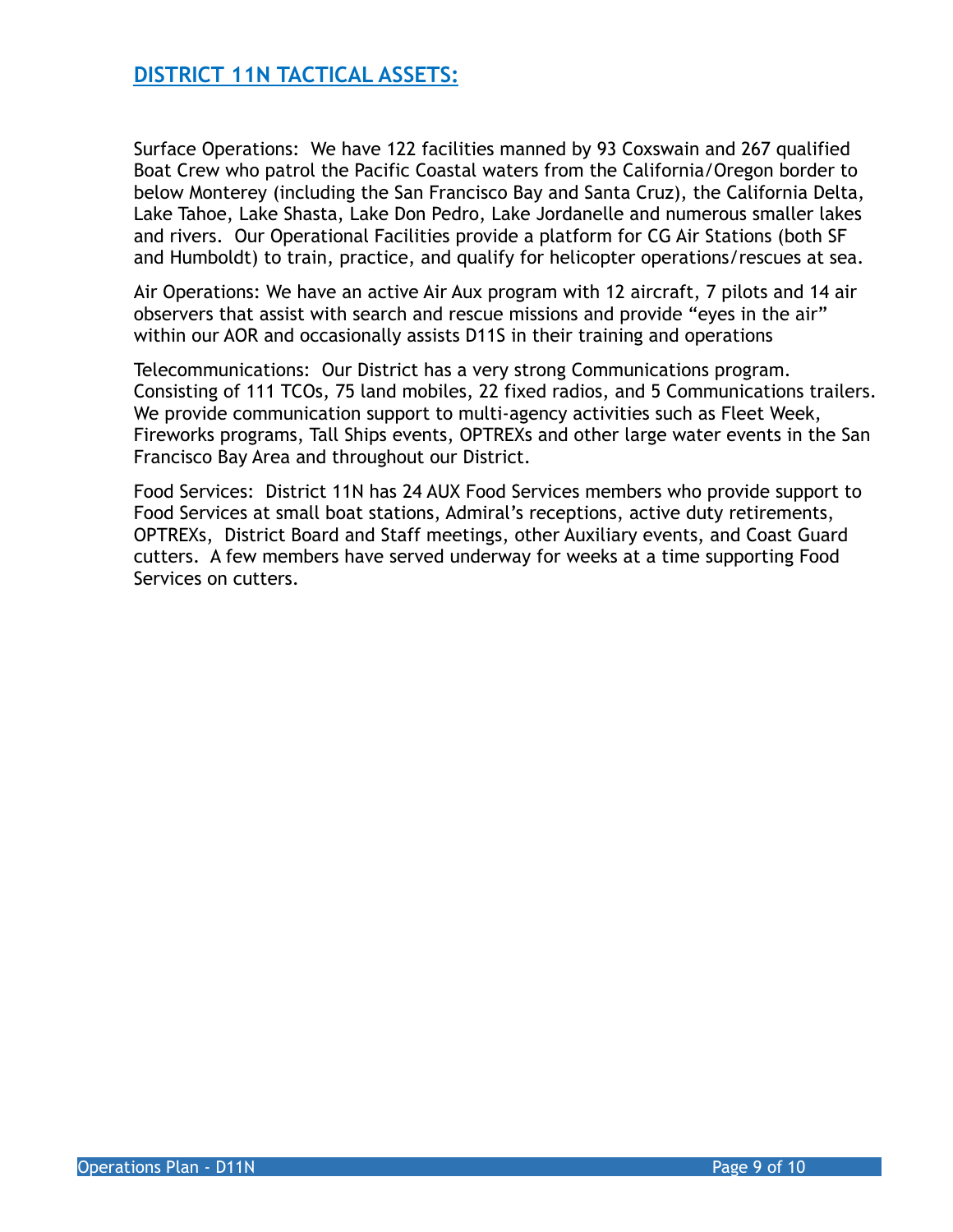## DISTRICT 11N TACTICAL ASSETS:

Surface Operations: We have 122 facilities manned by 93 Coxswain and 267 qualified Boat Crew who patrol the Pacific Coastal waters from the California/Oregon border to below Monterey (including the San Francisco Bay and Santa Cruz), the California Delta, Lake Tahoe, Lake Shasta, Lake Don Pedro, Lake Jordanelle and numerous smaller lakes and rivers. Our Operational Facilities provide a platform for CG Air Stations (both SF and Humboldt) to train, practice, and qualify for helicopter operations/rescues at sea.

Air Operations: We have an active Air Aux program with 12 aircraft, 7 pilots and 14 air observers that assist with search and rescue missions and provide "eyes in the air" within our AOR and occasionally assists D11S in their training and operations

Telecommunications: Our District has a very strong Communications program. Consisting of 111 TCOs, 75 land mobiles, 22 fixed radios, and 5 Communications trailers. We provide communication support to multi-agency activities such as Fleet Week, Fireworks programs, Tall Ships events, OPTREXs and other large water events in the San Francisco Bay Area and throughout our District.

Food Services: District 11N has 24 AUX Food Services members who provide support to Food Services at small boat stations, Admiral's receptions, active duty retirements, OPTREXs, District Board and Staff meetings, other Auxiliary events, and Coast Guard cutters. A few members have served underway for weeks at a time supporting Food Services on cutters.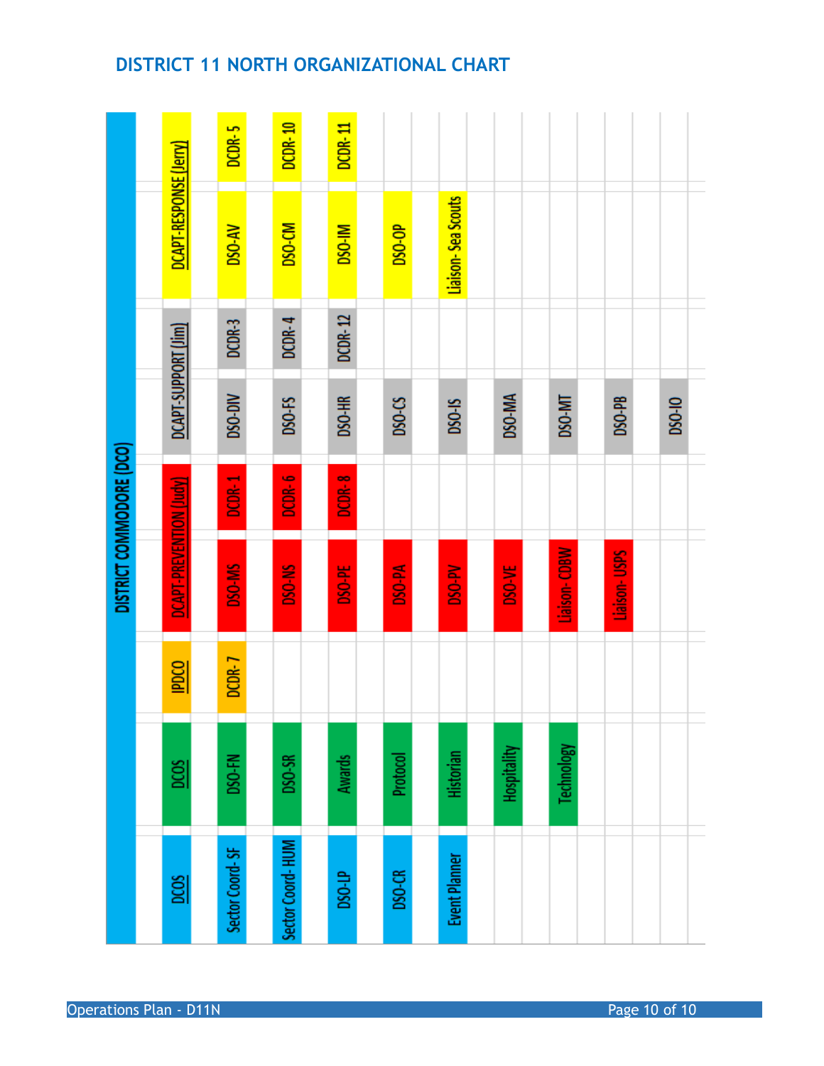## DISTRICT 11 NORTH ORGANIZATIONAL CHART

| DISTRICT COMMODORE (DCO) | | | | | | | | |
|---|---|---|---|---|---|---|---|---|
| DCOS | DCOS | IPDCO | DCAPT-PREVENTION (Judy) | | DCAPT-SUPPORT (Jim) | | DCAPT-RESPONSE (Jerry) | |
| Sector Coord- SF | DSO-FN | DCDR- 7 | DSO-MS | DCDR- 1 | DSO-DIV | DCDR-3 | DSO-AV | DCDR- 5 |
| Sector Coord- HUM | DSO-SR | | DSO-NS | DCDR- 6 | DSO-FS | DCDR- 4 | DSO-CM | DCDR- 10 |
| DSO-LP | Awards | | DSO-PE | DCDR- 8 | DSO-HR | DCDR- 12 | DSO-IM | DCDR- 11 |
| DSO-CR | Protocol | | DSO-PA | | DSO-CS | | DSO-OP | |
| Event Planner | Historian | | DSO-PV | | DSO-IS | | Liaison- Sea Scouts | |
| | Hospitality | | DSO-VE | | DSO-MA | | | |
| | Technology | | Liaison- COBW | | DSO-MT | | | |
| | | | Liaison- USPS | | DSO-PB | | | |
| | | | | | DSO-IO | | | |